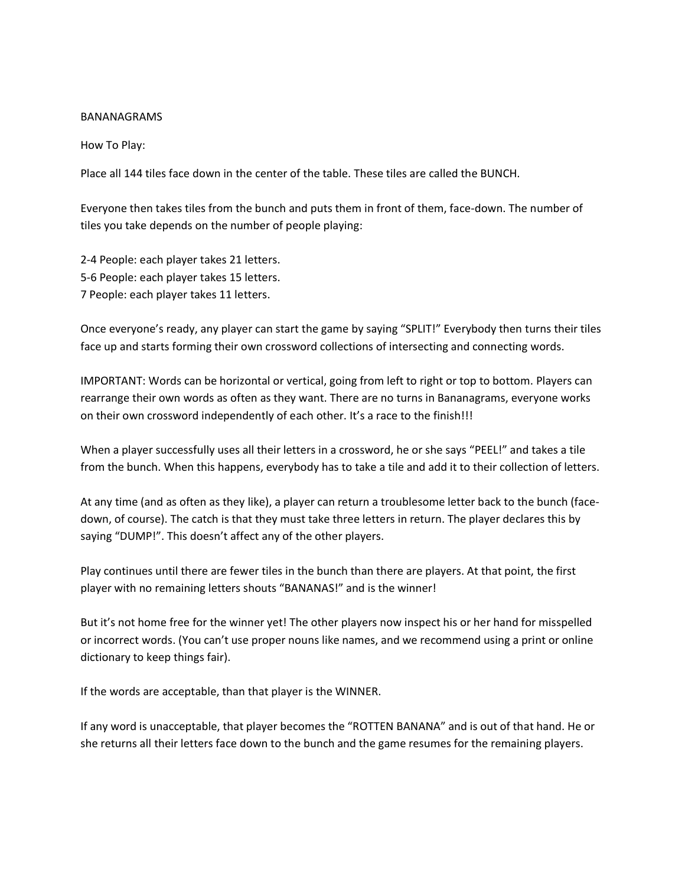BANANAGRAMS

How To Play:

Place all 144 tiles face down in the center of the table. These tiles are called the BUNCH.

Everyone then takes tiles from the bunch and puts them in front of them, face-down. The number of tiles you take depends on the number of people playing:

2-4 People: each player takes 21 letters.
5-6 People: each player takes 15 letters.
7 People: each player takes 11 letters.

Once everyone's ready, any player can start the game by saying "SPLIT!" Everybody then turns their tiles face up and starts forming their own crossword collections of intersecting and connecting words.

IMPORTANT: Words can be horizontal or vertical, going from left to right or top to bottom. Players can rearrange their own words as often as they want. There are no turns in Bananagrams, everyone works on their own crossword independently of each other. It's a race to the finish!!!

When a player successfully uses all their letters in a crossword, he or she says "PEEL!" and takes a tile from the bunch. When this happens, everybody has to take a tile and add it to their collection of letters.

At any time (and as often as they like), a player can return a troublesome letter back to the bunch (face-down, of course). The catch is that they must take three letters in return. The player declares this by saying "DUMP!". This doesn't affect any of the other players.

Play continues until there are fewer tiles in the bunch than there are players. At that point, the first player with no remaining letters shouts "BANANAS!" and is the winner!

But it's not home free for the winner yet! The other players now inspect his or her hand for misspelled or incorrect words. (You can't use proper nouns like names, and we recommend using a print or online dictionary to keep things fair).

If the words are acceptable, than that player is the WINNER.

If any word is unacceptable, that player becomes the "ROTTEN BANANA" and is out of that hand. He or she returns all their letters face down to the bunch and the game resumes for the remaining players.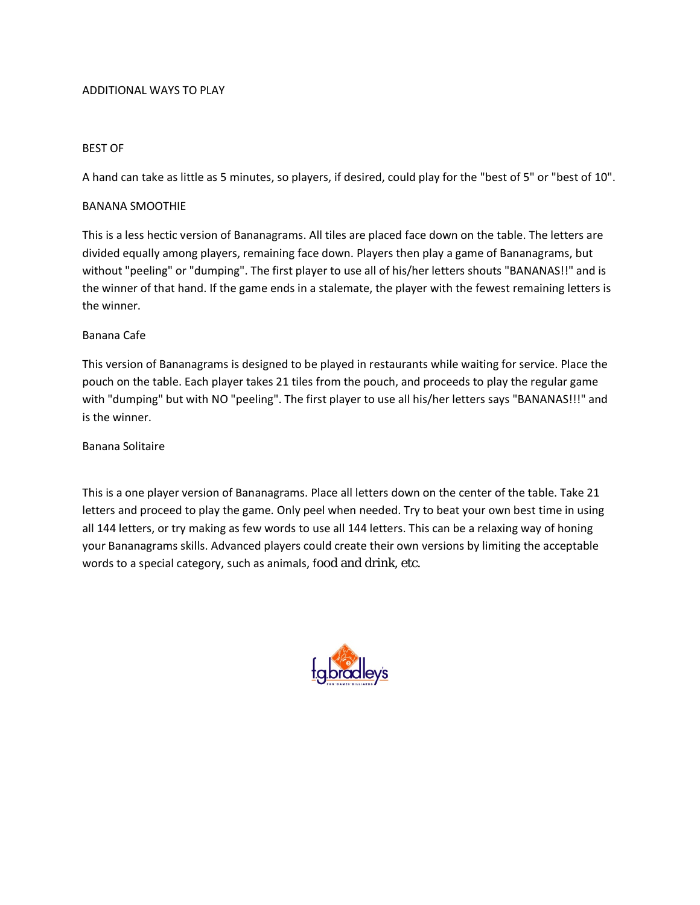# ADDITIONAL WAYS TO PLAY

## BEST OF

A hand can take as little as 5 minutes, so players, if desired, could play for the "best of 5" or "best of 10".

## BANANA SMOOTHIE

This is a less hectic version of Bananagrams. All tiles are placed face down on the table. The letters are divided equally among players, remaining face down. Players then play a game of Bananagrams, but without "peeling" or "dumping". The first player to use all of his/her letters shouts "BANANAS!!" and is the winner of that hand. If the game ends in a stalemate, the player with the fewest remaining letters is the winner.

## Banana Cafe

This version of Bananagrams is designed to be played in restaurants while waiting for service. Place the pouch on the table. Each player takes 21 tiles from the pouch, and proceeds to play the regular game with "dumping" but with NO "peeling". The first player to use all his/her letters says "BANANAS!!!" and is the winner.

## Banana Solitaire

This is a one player version of Bananagrams. Place all letters down on the center of the table. Take 21 letters and proceed to play the game. Only peel when needed. Try to beat your own best time in using all 144 letters, or try making as few words to use all 144 letters. This can be a relaxing way of honing your Bananagrams skills. Advanced players could create their own versions by limiting the acceptable words to a special category, such as animals, food and drink, etc.

f.g.bradley's
FUN·GAMES·BILLIARDS